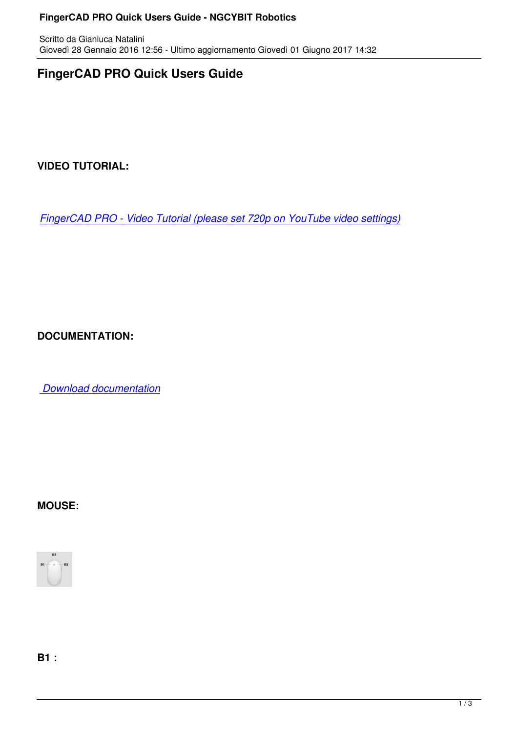# FingerCAD PRO Quick Users Guide

**VIDEO TUTORIAL:**

*FingerCAD PRO - Video Tutorial (please set 720p on YouTube video settings)*

**DOCUMENTATION:**

*Download documentation*

**MOUSE:**

**B1 :**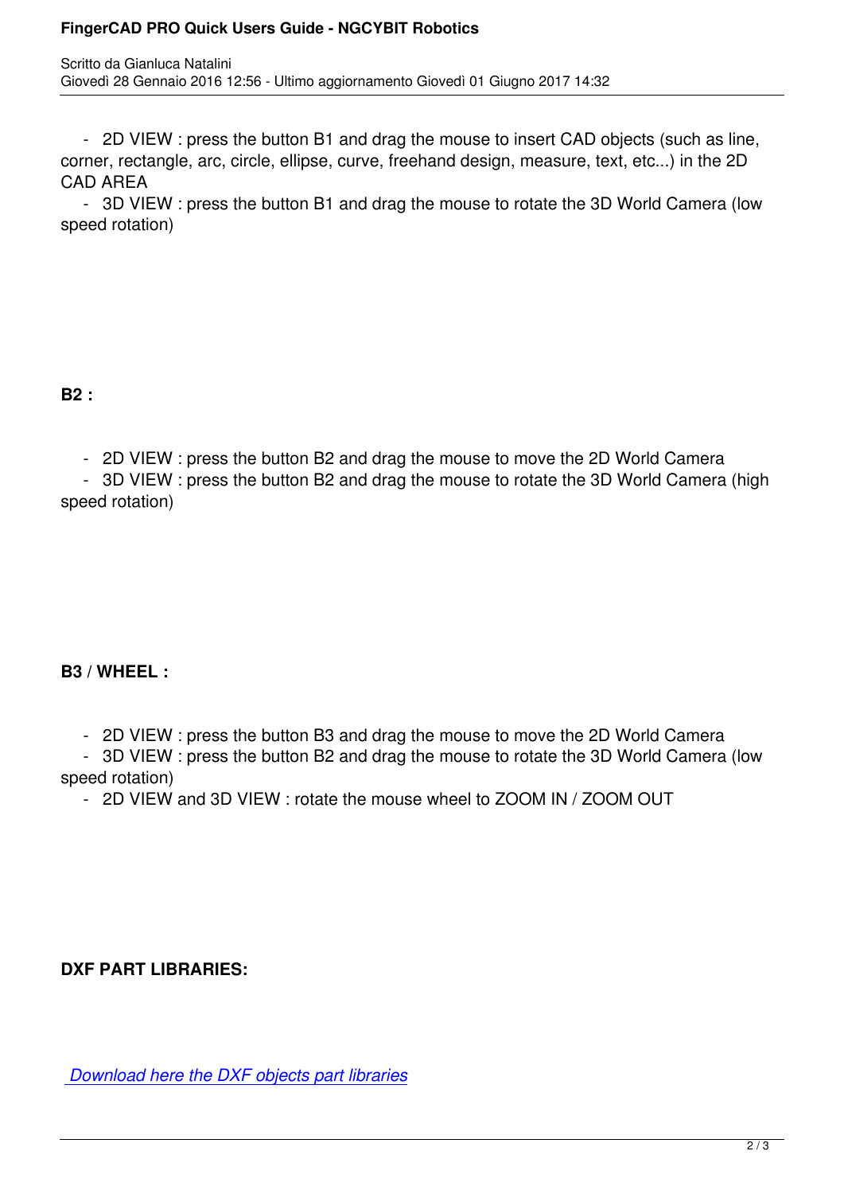- 2D VIEW : press the button B1 and drag the mouse to insert CAD objects (such as line, corner, rectangle, arc, circle, ellipse, curve, freehand design, measure, text, etc...) in the 2D CAD AREA
- 3D VIEW : press the button B1 and drag the mouse to rotate the 3D World Camera (low speed rotation)

**B2 :**

- 2D VIEW : press the button B2 and drag the mouse to move the 2D World Camera
- 3D VIEW : press the button B2 and drag the mouse to rotate the 3D World Camera (high speed rotation)

**B3 / WHEEL :**

- 2D VIEW : press the button B3 and drag the mouse to move the 2D World Camera
- 3D VIEW : press the button B2 and drag the mouse to rotate the 3D World Camera (low speed rotation)
- 2D VIEW and 3D VIEW : rotate the mouse wheel to ZOOM IN / ZOOM OUT

**DXF PART LIBRARIES:**

*Download here the DXF objects part libraries*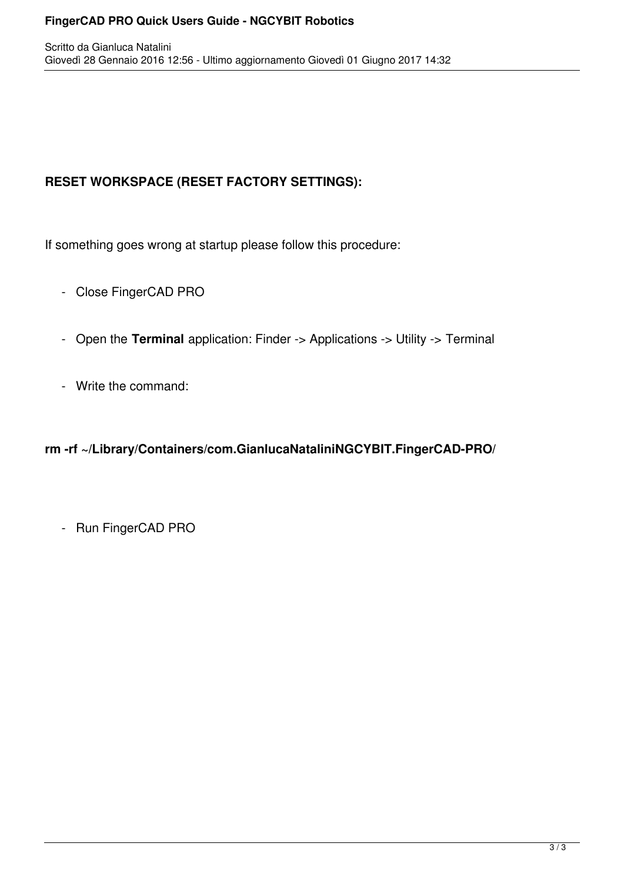**RESET WORKSPACE (RESET FACTORY SETTINGS):**

If something goes wrong at startup please follow this procedure:

- Close FingerCAD PRO
- Open the **Terminal** application: Finder -> Applications -> Utility -> Terminal
- Write the command:

**rm -rf ~/Library/Containers/com.GianlucaNataliniNGCYBIT.FingerCAD-PRO/**

- Run FingerCAD PRO